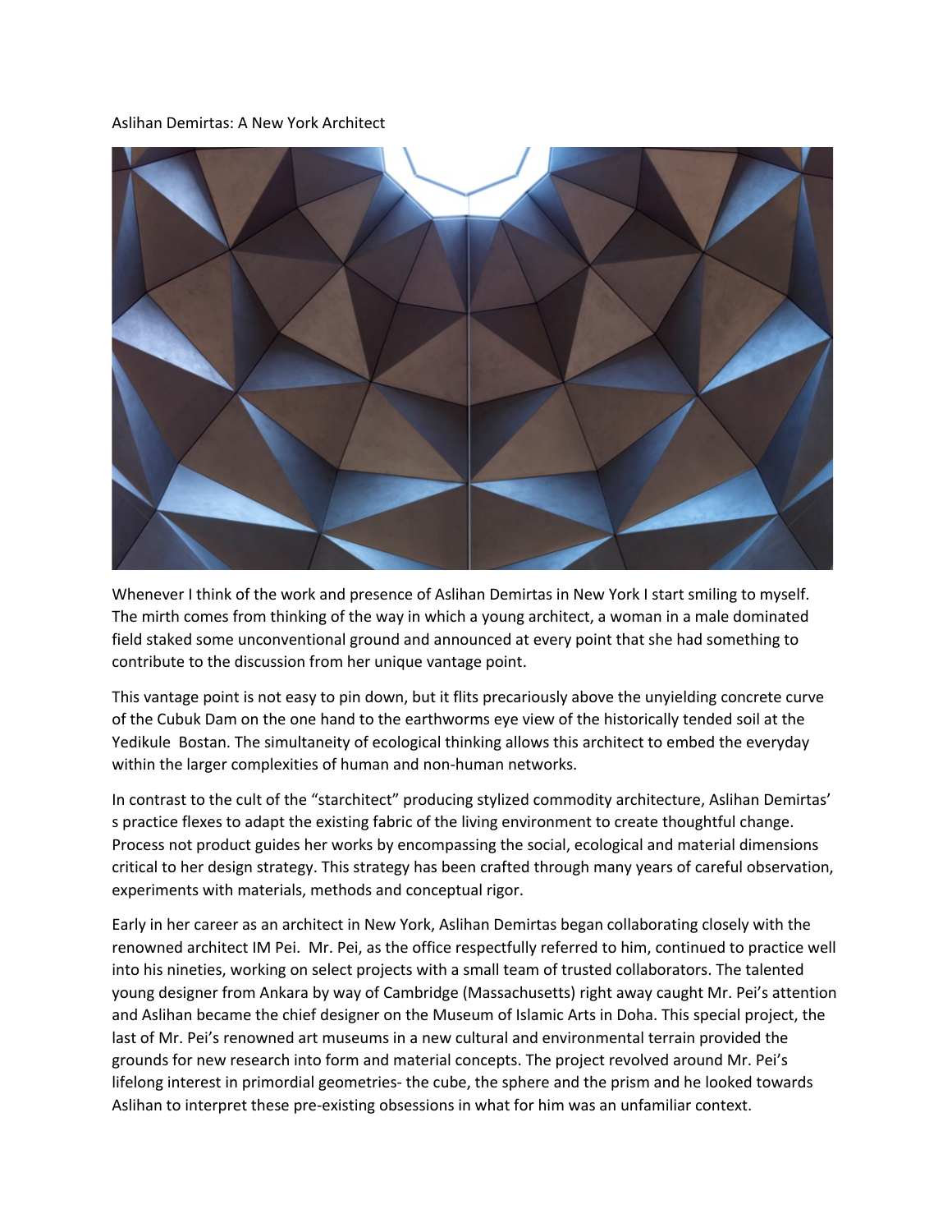Aslihan Demirtas: A New York Architect

Whenever I think of the work and presence of Aslihan Demirtas in New York I start smiling to myself. The mirth comes from thinking of the way in which a young architect, a woman in a male dominated field staked some unconventional ground and announced at every point that she had something to contribute to the discussion from her unique vantage point.

This vantage point is not easy to pin down, but it flits precariously above the unyielding concrete curve of the Cubuk Dam on the one hand to the earthworms eye view of the historically tended soil at the Yedikule Bostan. The simultaneity of ecological thinking allows this architect to embed the everyday within the larger complexities of human and non-human networks.

In contrast to the cult of the "starchitect" producing stylized commodity architecture, Aslihan Demirtas' s practice flexes to adapt the existing fabric of the living environment to create thoughtful change. Process not product guides her works by encompassing the social, ecological and material dimensions critical to her design strategy. This strategy has been crafted through many years of careful observation, experiments with materials, methods and conceptual rigor.

Early in her career as an architect in New York, Aslihan Demirtas began collaborating closely with the renowned architect IM Pei. Mr. Pei, as the office respectfully referred to him, continued to practice well into his nineties, working on select projects with a small team of trusted collaborators. The talented young designer from Ankara by way of Cambridge (Massachusetts) right away caught Mr. Pei's attention and Aslihan became the chief designer on the Museum of Islamic Arts in Doha. This special project, the last of Mr. Pei's renowned art museums in a new cultural and environmental terrain provided the grounds for new research into form and material concepts. The project revolved around Mr. Pei's lifelong interest in primordial geometries- the cube, the sphere and the prism and he looked towards Aslihan to interpret these pre-existing obsessions in what for him was an unfamiliar context.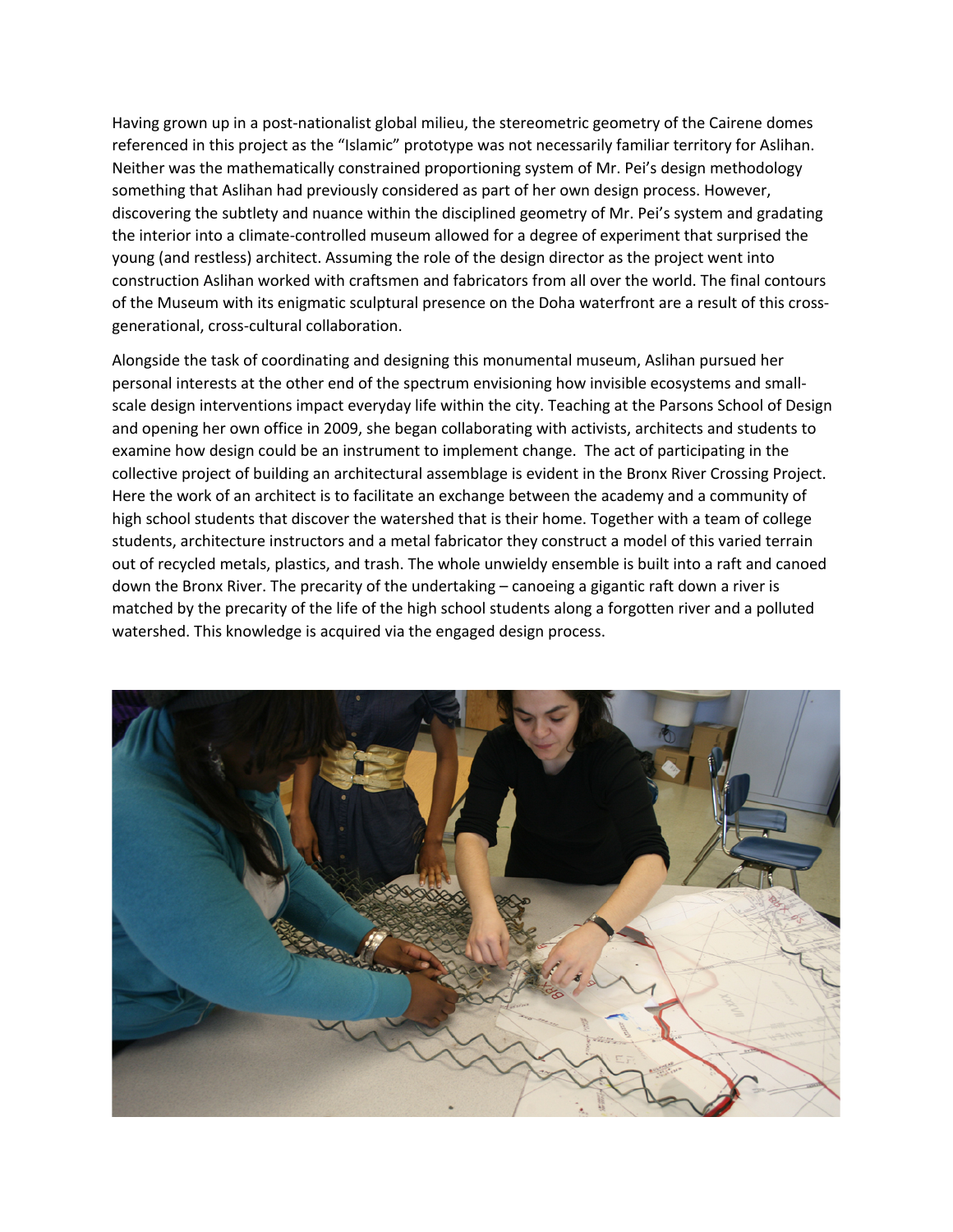Having grown up in a post-nationalist global milieu, the stereometric geometry of the Cairene domes referenced in this project as the "Islamic" prototype was not necessarily familiar territory for Aslihan. Neither was the mathematically constrained proportioning system of Mr. Pei's design methodology something that Aslihan had previously considered as part of her own design process. However, discovering the subtlety and nuance within the disciplined geometry of Mr. Pei's system and gradating the interior into a climate-controlled museum allowed for a degree of experiment that surprised the young (and restless) architect. Assuming the role of the design director as the project went into construction Aslihan worked with craftsmen and fabricators from all over the world. The final contours of the Museum with its enigmatic sculptural presence on the Doha waterfront are a result of this cross-generational, cross-cultural collaboration.

Alongside the task of coordinating and designing this monumental museum, Aslihan pursued her personal interests at the other end of the spectrum envisioning how invisible ecosystems and small-scale design interventions impact everyday life within the city. Teaching at the Parsons School of Design and opening her own office in 2009, she began collaborating with activists, architects and students to examine how design could be an instrument to implement change. The act of participating in the collective project of building an architectural assemblage is evident in the Bronx River Crossing Project. Here the work of an architect is to facilitate an exchange between the academy and a community of high school students that discover the watershed that is their home. Together with a team of college students, architecture instructors and a metal fabricator they construct a model of this varied terrain out of recycled metals, plastics, and trash. The whole unwieldy ensemble is built into a raft and canoed down the Bronx River. The precarity of the undertaking – canoeing a gigantic raft down a river is matched by the precarity of the life of the high school students along a forgotten river and a polluted watershed. This knowledge is acquired via the engaged design process.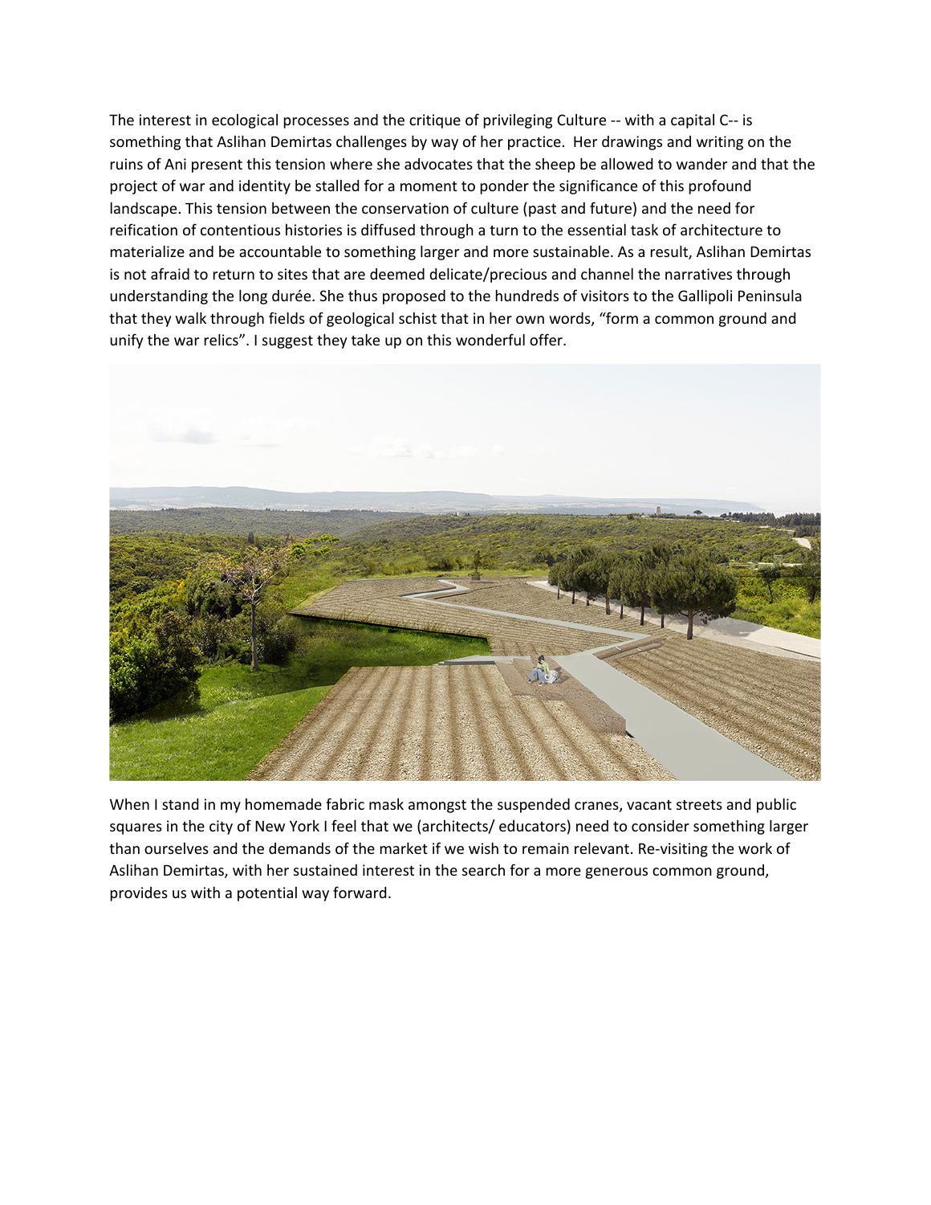The interest in ecological processes and the critique of privileging Culture -- with a capital C-- is something that Aslihan Demirtas challenges by way of her practice. Her drawings and writing on the ruins of Ani present this tension where she advocates that the sheep be allowed to wander and that the project of war and identity be stalled for a moment to ponder the significance of this profound landscape. This tension between the conservation of culture (past and future) and the need for reification of contentious histories is diffused through a turn to the essential task of architecture to materialize and be accountable to something larger and more sustainable. As a result, Aslihan Demirtas is not afraid to return to sites that are deemed delicate/precious and channel the narratives through understanding the long durée. She thus proposed to the hundreds of visitors to the Gallipoli Peninsula that they walk through fields of geological schist that in her own words, "form a common ground and unify the war relics". I suggest they take up on this wonderful offer.

When I stand in my homemade fabric mask amongst the suspended cranes, vacant streets and public squares in the city of New York I feel that we (architects/ educators) need to consider something larger than ourselves and the demands of the market if we wish to remain relevant. Re-visiting the work of Aslihan Demirtas, with her sustained interest in the search for a more generous common ground, provides us with a potential way forward.